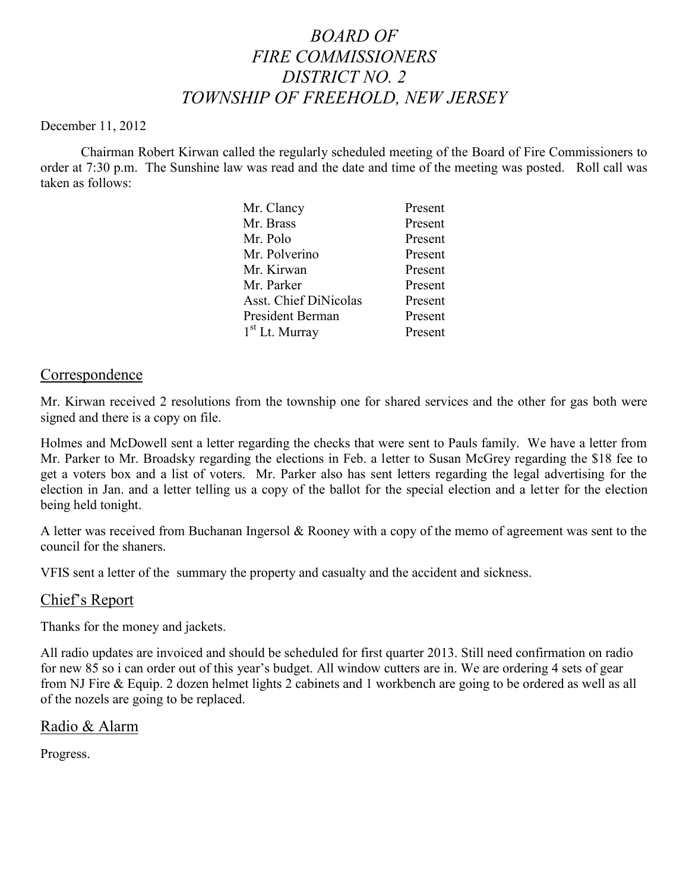# *BOARD OF FIRE COMMISSIONERS DISTRICT NO. 2 TOWNSHIP OF FREEHOLD, NEW JERSEY*

December 11, 2012

Chairman Robert Kirwan called the regularly scheduled meeting of the Board of Fire Commissioners to order at 7:30 p.m. The Sunshine law was read and the date and time of the meeting was posted. Roll call was taken as follows:

| | |
|---|---|
| Mr. Clancy | Present |
| Mr. Brass | Present |
| Mr. Polo | Present |
| Mr. Polverino | Present |
| Mr. Kirwan | Present |
| Mr. Parker | Present |
| Asst. Chief DiNicolas | Present |
| President Berman | Present |
| 1st Lt. Murray | Present |

## Correspondence

Mr. Kirwan received 2 resolutions from the township one for shared services and the other for gas both were signed and there is a copy on file.

Holmes and McDowell sent a letter regarding the checks that were sent to Pauls family. We have a letter from Mr. Parker to Mr. Broadsky regarding the elections in Feb. a letter to Susan McGrey regarding the $18 fee to get a voters box and a list of voters. Mr. Parker also has sent letters regarding the legal advertising for the election in Jan. and a letter telling us a copy of the ballot for the special election and a letter for the election being held tonight.

A letter was received from Buchanan Ingersol & Rooney with a copy of the memo of agreement was sent to the council for the shaners.

VFIS sent a letter of the summary the property and casualty and the accident and sickness.

## Chief's Report

Thanks for the money and jackets.

All radio updates are invoiced and should be scheduled for first quarter 2013. Still need confirmation on radio for new 85 so i can order out of this year's budget. All window cutters are in. We are ordering 4 sets of gear from NJ Fire & Equip. 2 dozen helmet lights 2 cabinets and 1 workbench are going to be ordered as well as all of the nozels are going to be replaced.

## Radio & Alarm

Progress.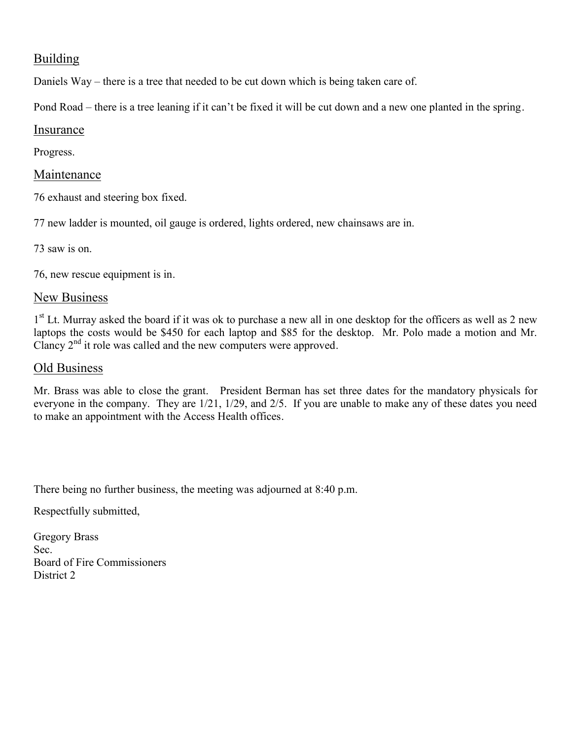## Building

Daniels Way – there is a tree that needed to be cut down which is being taken care of.

Pond Road – there is a tree leaning if it can't be fixed it will be cut down and a new one planted in the spring.

## Insurance

Progress.

## Maintenance

76 exhaust and steering box fixed.

77 new ladder is mounted, oil gauge is ordered, lights ordered, new chainsaws are in.

73 saw is on.

76, new rescue equipment is in.

## New Business

1st Lt. Murray asked the board if it was ok to purchase a new all in one desktop for the officers as well as 2 new laptops the costs would be $450 for each laptop and $85 for the desktop. Mr. Polo made a motion and Mr. Clancy 2nd it role was called and the new computers were approved.

## Old Business

Mr. Brass was able to close the grant. President Berman has set three dates for the mandatory physicals for everyone in the company. They are 1/21, 1/29, and 2/5. If you are unable to make any of these dates you need to make an appointment with the Access Health offices.

There being no further business, the meeting was adjourned at 8:40 p.m.

Respectfully submitted,

Gregory Brass
Sec.
Board of Fire Commissioners
District 2